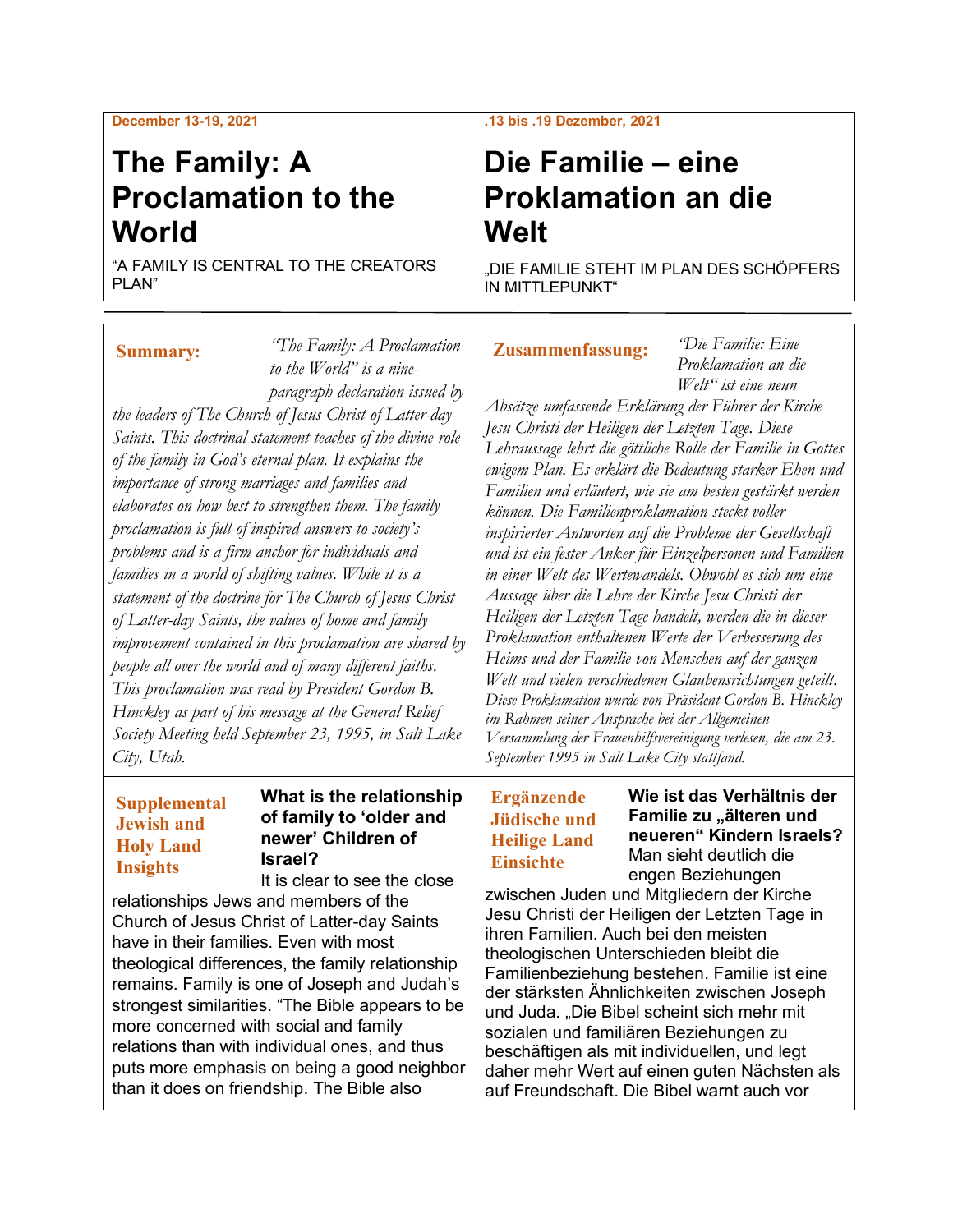December 13-19, 2021

# The Family: A Proclamation to the World

"A FAMILY IS CENTRAL TO THE CREATORS PLAN"

.13 bis .19 Dezember, 2021

# Die Familie – eine Proklamation an die Welt

„DIE FAMILIE STEHT IM PLAN DES SCHÖPFERS IN MITTLEPUNKT"

---

**Summary:** *"The Family: A Proclamation to the World" is a nine-paragraph declaration issued by the leaders of The Church of Jesus Christ of Latter-day Saints. This doctrinal statement teaches of the divine role of the family in God's eternal plan. It explains the importance of strong marriages and families and elaborates on how best to strengthen them. The family proclamation is full of inspired answers to society's problems and is a firm anchor for individuals and families in a world of shifting values. While it is a statement of the doctrine for The Church of Jesus Christ of Latter-day Saints, the values of home and family improvement contained in this proclamation are shared by people all over the world and of many different faiths. This proclamation was read by President Gordon B. Hinckley as part of his message at the General Relief Society Meeting held September 23, 1995, in Salt Lake City, Utah.*

**Zusammenfassung:** *"Die Familie: Eine Proklamation an die Welt" ist eine neun Absätze umfassende Erklärung der Führer der Kirche Jesu Christi der Heiligen der Letzten Tage. Diese Lehraussage lehrt die göttliche Rolle der Familie in Gottes ewigem Plan. Es erklärt die Bedeutung starker Ehen und Familien und erläutert, wie sie am besten gestärkt werden können. Die Familienproklamation steckt voller inspirierter Antworten auf die Probleme der Gesellschaft und ist ein fester Anker für Einzelpersonen und Familien in einer Welt des Wertewandels. Obwohl es sich um eine Aussage über die Lehre der Kirche Jesu Christi der Heiligen der Letzten Tage handelt, werden die in dieser Proklamation enthaltenen Werte der Verbesserung des Heims und der Familie von Menschen auf der ganzen Welt und vielen verschiedenen Glaubensrichtungen geteilt. Diese Proklamation wurde von Präsident Gordon B. Hinckley im Rahmen seiner Ansprache bei der Allgemeinen Versammlung der Frauenhilfsvereinigung verlesen, die am 23. September 1995 in Salt Lake City stattfand.*

**Supplemental Jewish and Holy Land Insights**

**What is the relationship of family to 'older and newer' Children of Israel?**

It is clear to see the close relationships Jews and members of the Church of Jesus Christ of Latter-day Saints have in their families. Even with most theological differences, the family relationship remains. Family is one of Joseph and Judah's strongest similarities. "The Bible appears to be more concerned with social and family relations than with individual ones, and thus puts more emphasis on being a good neighbor than it does on friendship. The Bible also

**Ergänzende Jüdische und Heilige Land Einsichte**

**Wie ist das Verhältnis der Familie zu „älteren und neueren" Kindern Israels?**

Man sieht deutlich die engen Beziehungen zwischen Juden und Mitgliedern der Kirche Jesu Christi der Heiligen der Letzten Tage in ihren Familien. Auch bei den meisten theologischen Unterschieden bleibt die Familienbeziehung bestehen. Familie ist eine der stärksten Ähnlichkeiten zwischen Joseph und Juda. „Die Bibel scheint sich mehr mit sozialen und familiären Beziehungen zu beschäftigen als mit individuellen, und legt daher mehr Wert auf einen guten Nächsten als auf Freundschaft. Die Bibel warnt auch vor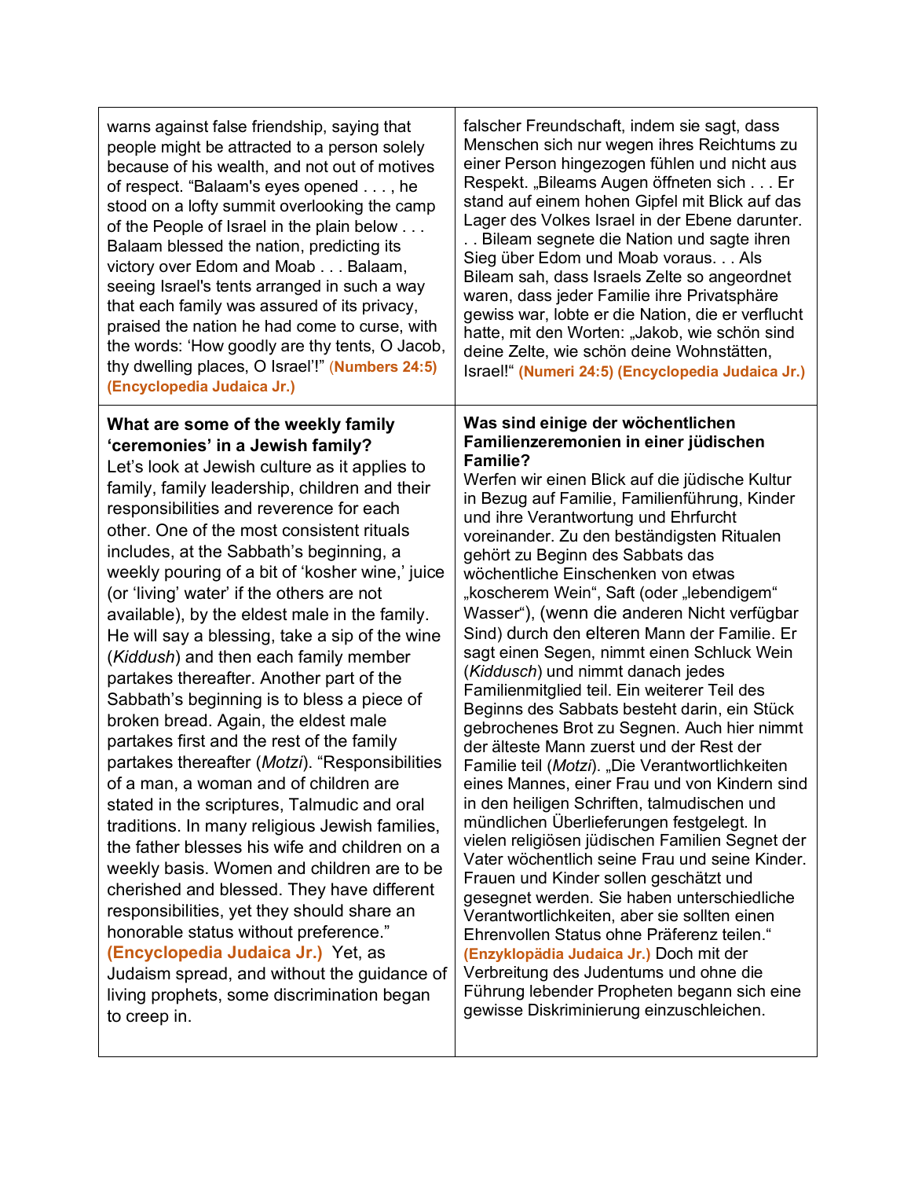| | |
|---|---|
| warns against false friendship, saying that people might be attracted to a person solely because of his wealth, and not out of motives of respect. "Balaam's eyes opened . . . , he stood on a lofty summit overlooking the camp of the People of Israel in the plain below . . . Balaam blessed the nation, predicting its victory over Edom and Moab . . . Balaam, seeing Israel's tents arranged in such a way that each family was assured of its privacy, praised the nation he had come to curse, with the words: 'How goodly are thy tents, O Jacob, thy dwelling places, O Israel'!" **(Numbers 24:5) (Encyclopedia Judaica Jr.)** | falscher Freundschaft, indem sie sagt, dass Menschen sich nur wegen ihres Reichtums zu einer Person hingezogen fühlen und nicht aus Respekt. „Bileams Augen öffneten sich . . . Er stand auf einem hohen Gipfel mit Blick auf das Lager des Volkes Israel in der Ebene darunter. . . Bileam segnete die Nation und sagte ihren Sieg über Edom und Moab voraus. . . Als Bileam sah, dass Israels Zelte so angeordnet waren, dass jeder Familie ihre Privatsphäre gewiss war, lobte er die Nation, die er verflucht hatte, mit den Worten: „Jakob, wie schön sind deine Zelte, wie schön deine Wohnstätten, Israel!" **(Numeri 24:5) (Encyclopedia Judaica Jr.)** |
| **What are some of the weekly family 'ceremonies' in a Jewish family?** Let's look at Jewish culture as it applies to family, family leadership, children and their responsibilities and reverence for each other. One of the most consistent rituals includes, at the Sabbath's beginning, a weekly pouring of a bit of 'kosher wine,' juice (or 'living' water' if the others are not available), by the eldest male in the family. He will say a blessing, take a sip of the wine (*Kiddush*) and then each family member partakes thereafter. Another part of the Sabbath's beginning is to bless a piece of broken bread. Again, the eldest male partakes first and the rest of the family partakes thereafter (*Motzi*). "Responsibilities of a man, a woman and of children are stated in the scriptures, Talmudic and oral traditions. In many religious Jewish families, the father blesses his wife and children on a weekly basis. Women and children are to be cherished and blessed. They have different responsibilities, yet they should share an honorable status without preference." **(Encyclopedia Judaica Jr.)** Yet, as Judaism spread, and without the guidance of living prophets, some discrimination began to creep in. | **Was sind einige der wöchentlichen Familienzeremonien in einer jüdischen Familie?** Werfen wir einen Blick auf die jüdische Kultur in Bezug auf Familie, Familienführung, Kinder und ihre Verantwortung und Ehrfurcht voreinander. Zu den beständigsten Ritualen gehört zu Beginn des Sabbats das wöchentliche Einschenken von etwas „koscherem Wein", Saft (oder „lebendigem" Wasser"), (wenn die anderen Nicht verfügbar Sind) durch den elteren Mann der Familie. Er sagt einen Segen, nimmt einen Schluck Wein (*Kiddusch*) und nimmt danach jedes Familienmitglied teil. Ein weiterer Teil des Beginns des Sabbats besteht darin, ein Stück gebrochenes Brot zu Segnen. Auch hier nimmt der älteste Mann zuerst und der Rest der Familie teil (*Motzi*). „Die Verantwortlichkeiten eines Mannes, einer Frau und von Kindern sind in den heiligen Schriften, talmudischen und mündlichen Überlieferungen festgelegt. In vielen religiösen jüdischen Familien Segnet der Vater wöchentlich seine Frau und seine Kinder. Frauen und Kinder sollen geschätzt und gesegnet werden. Sie haben unterschiedliche Verantwortlichkeiten, aber sie sollten einen Ehrenvollen Status ohne Präferenz teilen." **(Enzyklopädia Judaica Jr.)** Doch mit der Verbreitung des Judentums und ohne die Führung lebender Propheten begann sich eine gewisse Diskriminierung einzuschleichen. |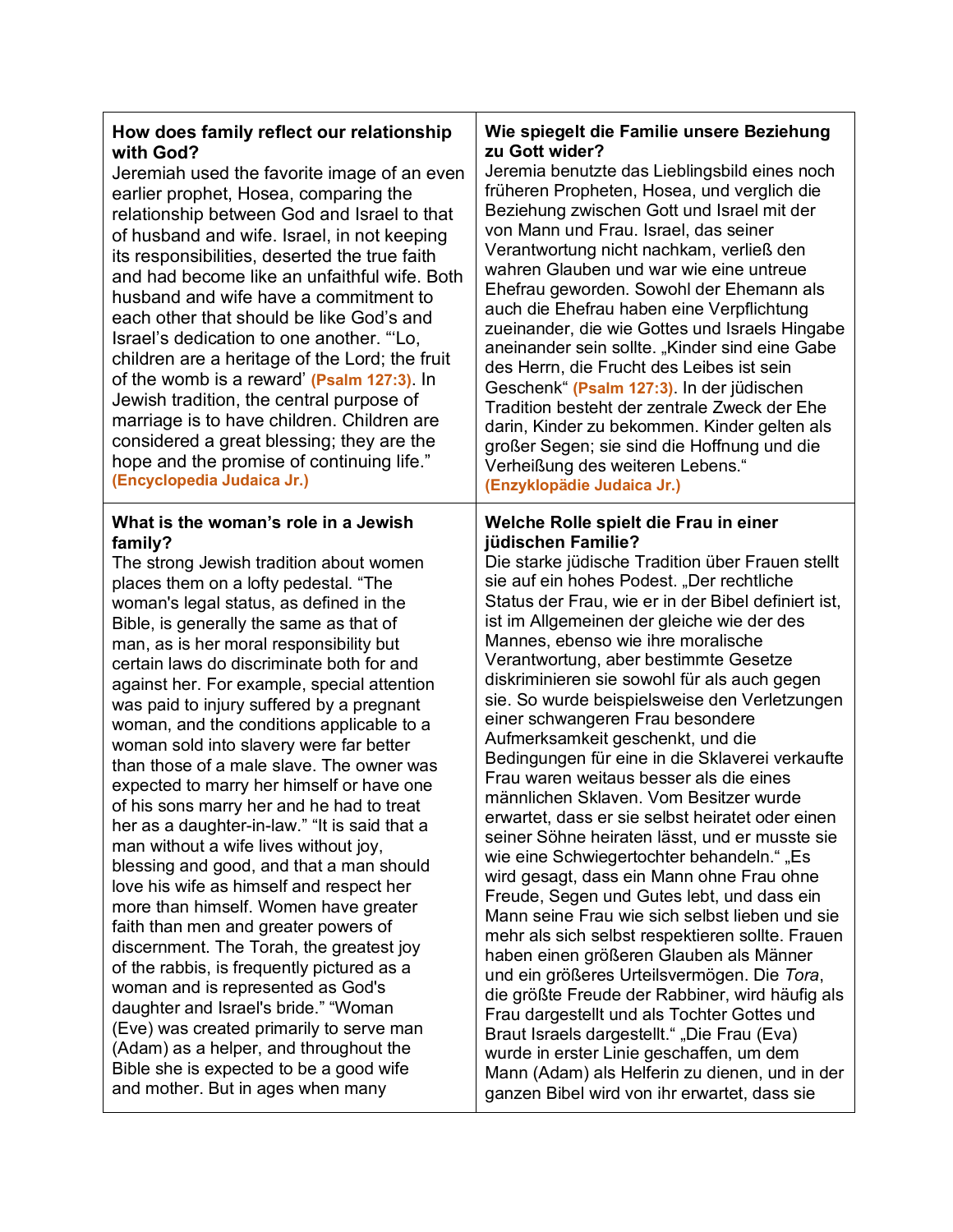| | |
|---|---|
| **How does family reflect our relationship with God?** Jeremiah used the favorite image of an even earlier prophet, Hosea, comparing the relationship between God and Israel to that of husband and wife. Israel, in not keeping its responsibilities, deserted the true faith and had become like an unfaithful wife. Both husband and wife have a commitment to each other that should be like God's and Israel's dedication to one another. "'Lo, children are a heritage of the Lord; the fruit of the womb is a reward' **(Psalm 127:3)**. In Jewish tradition, the central purpose of marriage is to have children. Children are considered a great blessing; they are the hope and the promise of continuing life." **(Encyclopedia Judaica Jr.)** | **Wie spiegelt die Familie unsere Beziehung zu Gott wider?** Jeremia benutzte das Lieblingsbild eines noch früheren Propheten, Hosea, und verglich die Beziehung zwischen Gott und Israel mit der von Mann und Frau. Israel, das seiner Verantwortung nicht nachkam, verließ den wahren Glauben und war wie eine untreue Ehefrau geworden. Sowohl der Ehemann als auch die Ehefrau haben eine Verpflichtung zueinander, die wie Gottes und Israels Hingabe aneinander sein sollte. „Kinder sind eine Gabe des Herrn, die Frucht des Leibes ist sein Geschenk" **(Psalm 127:3)**. In der jüdischen Tradition besteht der zentrale Zweck der Ehe darin, Kinder zu bekommen. Kinder gelten als großer Segen; sie sind die Hoffnung und die Verheißung des weiteren Lebens." **(Enzyklopädie Judaica Jr.)** |
| **What is the woman's role in a Jewish family?** The strong Jewish tradition about women places them on a lofty pedestal. "The woman's legal status, as defined in the Bible, is generally the same as that of man, as is her moral responsibility but certain laws do discriminate both for and against her. For example, special attention was paid to injury suffered by a pregnant woman, and the conditions applicable to a woman sold into slavery were far better than those of a male slave. The owner was expected to marry her himself or have one of his sons marry her and he had to treat her as a daughter-in-law." "It is said that a man without a wife lives without joy, blessing and good, and that a man should love his wife as himself and respect her more than himself. Women have greater faith than men and greater powers of discernment. The Torah, the greatest joy of the rabbis, is frequently pictured as a woman and is represented as God's daughter and Israel's bride." "Woman (Eve) was created primarily to serve man (Adam) as a helper, and throughout the Bible she is expected to be a good wife and mother. But in ages when many | **Welche Rolle spielt die Frau in einer jüdischen Familie?** Die starke jüdische Tradition über Frauen stellt sie auf ein hohes Podest. „Der rechtliche Status der Frau, wie er in der Bibel definiert ist, ist im Allgemeinen der gleiche wie der des Mannes, ebenso wie ihre moralische Verantwortung, aber bestimmte Gesetze diskriminieren sie sowohl für als auch gegen sie. So wurde beispielsweise den Verletzungen einer schwangeren Frau besondere Aufmerksamkeit geschenkt, und die Bedingungen für eine in die Sklaverei verkaufte Frau waren weitaus besser als die eines männlichen Sklaven. Vom Besitzer wurde erwartet, dass er sie selbst heiratet oder einen seiner Söhne heiraten lässt, und er musste sie wie eine Schwiegertochter behandeln." „Es wird gesagt, dass ein Mann ohne Frau ohne Freude, Segen und Gutes lebt, und dass ein Mann seine Frau wie sich selbst lieben und sie mehr als sich selbst respektieren sollte. Frauen haben einen größeren Glauben als Männer und ein größeres Urteilsvermögen. Die *Tora*, die größte Freude der Rabbiner, wird häufig als Frau dargestellt und als Tochter Gottes und Braut Israels dargestellt." „Die Frau (Eva) wurde in erster Linie geschaffen, um dem Mann (Adam) als Helferin zu dienen, und in der ganzen Bibel wird von ihr erwartet, dass sie |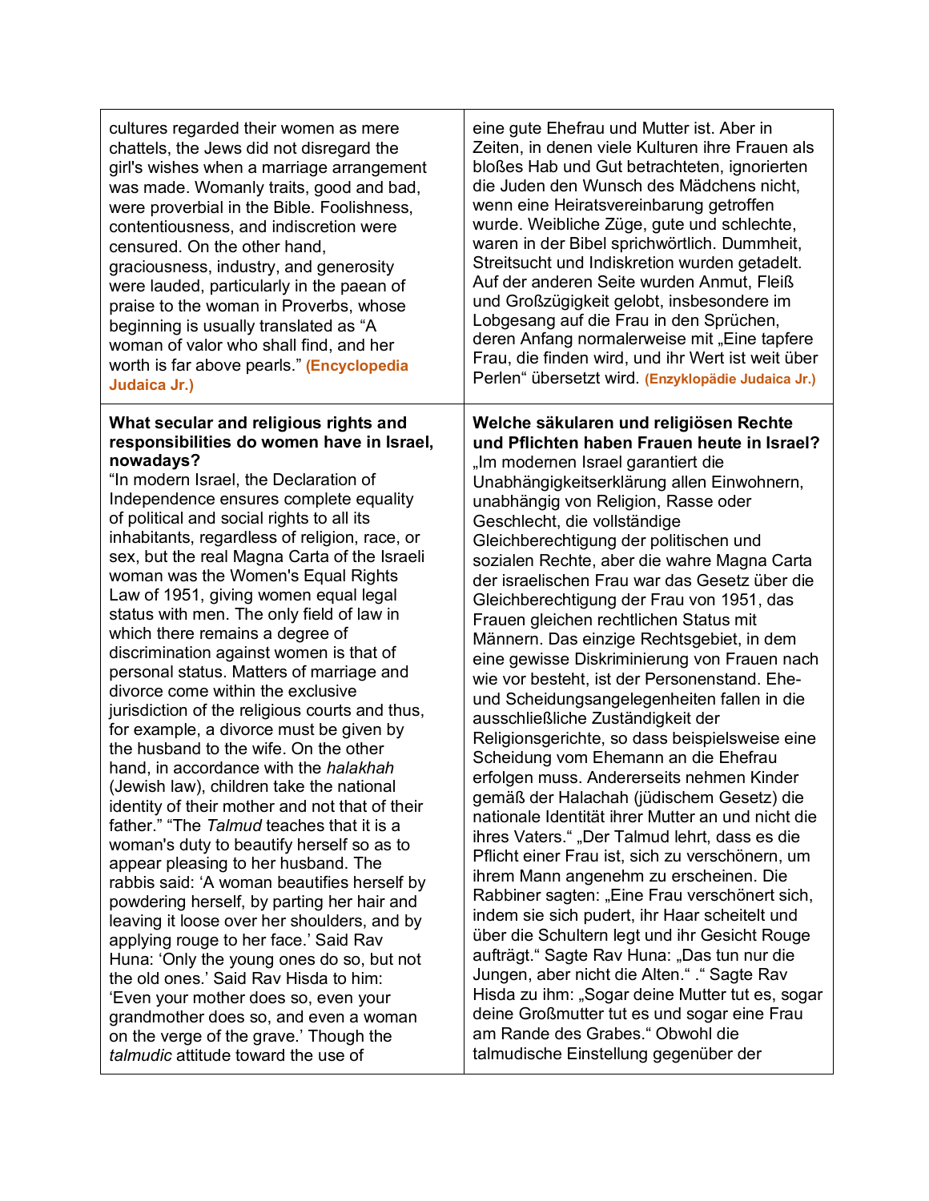| | |
|---|---|
| cultures regarded their women as mere chattels, the Jews did not disregard the girl's wishes when a marriage arrangement was made. Womanly traits, good and bad, were proverbial in the Bible. Foolishness, contentiousness, and indiscretion were censured. On the other hand, graciousness, industry, and generosity were lauded, particularly in the paean of praise to the woman in Proverbs, whose beginning is usually translated as "A woman of valor who shall find, and her worth is far above pearls." **(Encyclopedia Judaica Jr.)** | eine gute Ehefrau und Mutter ist. Aber in Zeiten, in denen viele Kulturen ihre Frauen als bloßes Hab und Gut betrachteten, ignorierten die Juden den Wunsch des Mädchens nicht, wenn eine Heiratsvereinbarung getroffen wurde. Weibliche Züge, gute und schlechte, waren in der Bibel sprichwörtlich. Dummheit, Streitsucht und Indiskretion wurden getadelt. Auf der anderen Seite wurden Anmut, Fleiß und Großzügigkeit gelobt, insbesondere im Lobgesang auf die Frau in den Sprüchen, deren Anfang normalerweise mit „Eine tapfere Frau, die finden wird, und ihr Wert ist weit über Perlen" übersetzt wird. **(Enzyklopädie Judaica Jr.)** |
| **What secular and religious rights and responsibilities do women have in Israel, nowadays?** "In modern Israel, the Declaration of Independence ensures complete equality of political and social rights to all its inhabitants, regardless of religion, race, or sex, but the real Magna Carta of the Israeli woman was the Women's Equal Rights Law of 1951, giving women equal legal status with men. The only field of law in which there remains a degree of discrimination against women is that of personal status. Matters of marriage and divorce come within the exclusive jurisdiction of the religious courts and thus, for example, a divorce must be given by the husband to the wife. On the other hand, in accordance with the *halakhah* (Jewish law), children take the national identity of their mother and not that of their father." "The *Talmud* teaches that it is a woman's duty to beautify herself so as to appear pleasing to her husband. The rabbis said: 'A woman beautifies herself by powdering herself, by parting her hair and leaving it loose over her shoulders, and by applying rouge to her face.' Said Rav Huna: 'Only the young ones do so, but not the old ones.' Said Rav Hisda to him: 'Even your mother does so, even your grandmother does so, and even a woman on the verge of the grave.' Though the *talmudic* attitude toward the use of | **Welche säkularen und religiösen Rechte und Pflichten haben Frauen heute in Israel?** „Im modernen Israel garantiert die Unabhängigkeitserklärung allen Einwohnern, unabhängig von Religion, Rasse oder Geschlecht, die vollständige Gleichberechtigung der politischen und sozialen Rechte, aber die wahre Magna Carta der israelischen Frau war das Gesetz über die Gleichberechtigung der Frau von 1951, das Frauen gleichen rechtlichen Status mit Männern. Das einzige Rechtsgebiet, in dem eine gewisse Diskriminierung von Frauen nach wie vor besteht, ist der Personenstand. Ehe- und Scheidungsangelegenheiten fallen in die ausschließliche Zuständigkeit der Religionsgerichte, so dass beispielsweise eine Scheidung vom Ehemann an die Ehefrau erfolgen muss. Andererseits nehmen Kinder gemäß der Halachah (jüdischem Gesetz) die nationale Identität ihrer Mutter an und nicht die ihres Vaters." „Der Talmud lehrt, dass es die Pflicht einer Frau ist, sich zu verschönern, um ihrem Mann angenehm zu erscheinen. Die Rabbiner sagten: „Eine Frau verschönert sich, indem sie sich pudert, ihr Haar scheitelt und über die Schultern legt und ihr Gesicht Rouge aufträgt." Sagte Rav Huna: „Das tun nur die Jungen, aber nicht die Alten." ." Sagte Rav Hisda zu ihm: „Sogar deine Mutter tut es, sogar deine Großmutter tut es und sogar eine Frau am Rande des Grabes." Obwohl die talmudische Einstellung gegenüber der |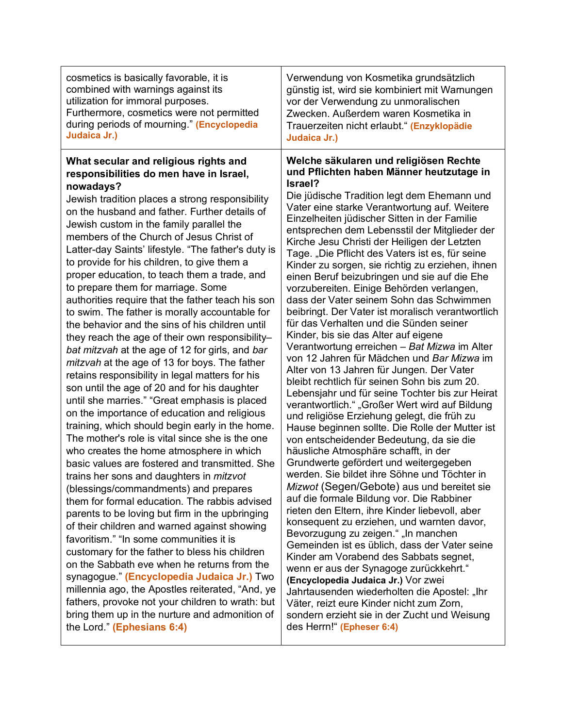| | |
|---|---|
| cosmetics is basically favorable, it is combined with warnings against its utilization for immoral purposes. Furthermore, cosmetics were not permitted during periods of mourning.” **(Encyclopedia Judaica Jr.)** | Verwendung von Kosmetika grundsätzlich günstig ist, wird sie kombiniert mit Warnungen vor der Verwendung zu unmoralischen Zwecken. Außerdem waren Kosmetika in Trauerzeiten nicht erlaubt.“ **(Enzyklopädie Judaica Jr.)** |
| **What secular and religious rights and responsibilities do men have in Israel, nowadays?**<br>Jewish tradition places a strong responsibility on the husband and father. Further details of Jewish custom in the family parallel the members of the Church of Jesus Christ of Latter-day Saints’ lifestyle. “The father's duty is to provide for his children, to give them a proper education, to teach them a trade, and to prepare them for marriage. Some authorities require that the father teach his son to swim. The father is morally accountable for the behavior and the sins of his children until they reach the age of their own responsibility– *bat mitzvah* at the age of 12 for girls, and *bar mitzvah* at the age of 13 for boys. The father retains responsibility in legal matters for his son until the age of 20 and for his daughter until she marries.” “Great emphasis is placed on the importance of education and religious training, which should begin early in the home. The mother's role is vital since she is the one who creates the home atmosphere in which basic values are fostered and transmitted. She trains her sons and daughters in *mitzvot* (blessings/commandments) and prepares them for formal education. The rabbis advised parents to be loving but firm in the upbringing of their children and warned against showing favoritism.” “In some communities it is customary for the father to bless his children on the Sabbath eve when he returns from the synagogue.” **(Encyclopedia Judaica Jr.)** Two millennia ago, the Apostles reiterated, “And, ye fathers, provoke not your children to wrath: but bring them up in the nurture and admonition of the Lord.” **(Ephesians 6:4)** | **Welche säkularen und religiösen Rechte und Pflichten haben Männer heutzutage in Israel?**<br>Die jüdische Tradition legt dem Ehemann und Vater eine starke Verantwortung auf. Weitere Einzelheiten jüdischer Sitten in der Familie entsprechen dem Lebensstil der Mitglieder der Kirche Jesu Christi der Heiligen der Letzten Tage. „Die Pflicht des Vaters ist es, für seine Kinder zu sorgen, sie richtig zu erziehen, ihnen einen Beruf beizubringen und sie auf die Ehe vorzubereiten. Einige Behörden verlangen, dass der Vater seinem Sohn das Schwimmen beibringt. Der Vater ist moralisch verantwortlich für das Verhalten und die Sünden seiner Kinder, bis sie das Alter auf eigene Verantwortung erreichen – *Bat Mizwa* im Alter von 12 Jahren für Mädchen und *Bar Mizwa* im Alter von 13 Jahren für Jungen. Der Vater bleibt rechtlich für seinen Sohn bis zum 20. Lebensjahr und für seine Tochter bis zur Heirat verantwortlich.“ „Großer Wert wird auf Bildung und religiöse Erziehung gelegt, die früh zu Hause beginnen sollte. Die Rolle der Mutter ist von entscheidender Bedeutung, da sie die häusliche Atmosphäre schafft, in der Grundwerte gefördert und weitergegeben werden. Sie bildet ihre Söhne und Töchter in *Mizwot* (Segen/Gebote) aus und bereitet sie auf die formale Bildung vor. Die Rabbiner rieten den Eltern, ihre Kinder liebevoll, aber konsequent zu erziehen, und warnten davor, Bevorzugung zu zeigen.“ „In manchen Gemeinden ist es üblich, dass der Vater seine Kinder am Vorabend des Sabbats segnet, wenn er aus der Synagoge zurückkehrt.“ **(Encyclopedia Judaica Jr.)** Vor zwei Jahrtausenden wiederholten die Apostel: „Ihr Väter, reizt eure Kinder nicht zum Zorn, sondern erzieht sie in der Zucht und Weisung des Herrn!“ **(Epheser 6:4)** |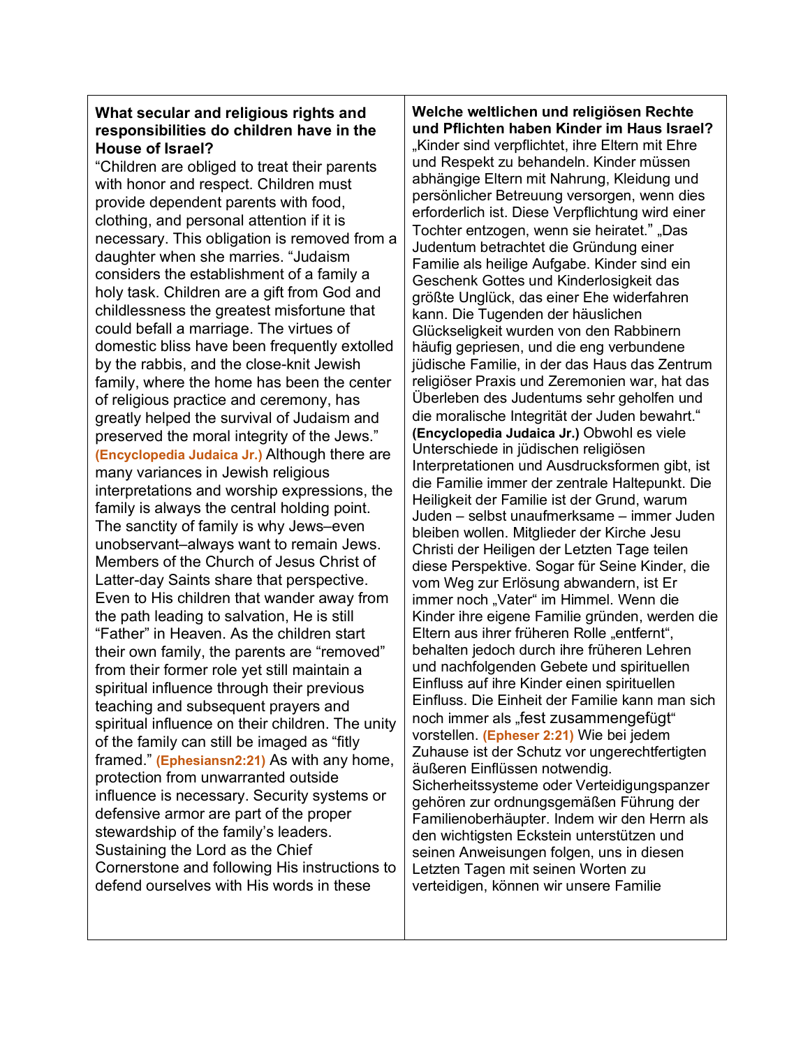**What secular and religious rights and responsibilities do children have in the House of Israel?**

"Children are obliged to treat their parents with honor and respect. Children must provide dependent parents with food, clothing, and personal attention if it is necessary. This obligation is removed from a daughter when she marries. "Judaism considers the establishment of a family a holy task. Children are a gift from God and childlessness the greatest misfortune that could befall a marriage. The virtues of domestic bliss have been frequently extolled by the rabbis, and the close-knit Jewish family, where the home has been the center of religious practice and ceremony, has greatly helped the survival of Judaism and preserved the moral integrity of the Jews." **(Encyclopedia Judaica Jr.)** Although there are many variances in Jewish religious interpretations and worship expressions, the family is always the central holding point. The sanctity of family is why Jews–even unobservant–always want to remain Jews. Members of the Church of Jesus Christ of Latter-day Saints share that perspective. Even to His children that wander away from the path leading to salvation, He is still "Father" in Heaven. As the children start their own family, the parents are "removed" from their former role yet still maintain a spiritual influence through their previous teaching and subsequent prayers and spiritual influence on their children. The unity of the family can still be imaged as "fitly framed." **(Ephesiansn2:21)** As with any home, protection from unwarranted outside influence is necessary. Security systems or defensive armor are part of the proper stewardship of the family's leaders. Sustaining the Lord as the Chief Cornerstone and following His instructions to defend ourselves with His words in these

**Welche weltlichen und religiösen Rechte und Pflichten haben Kinder im Haus Israel?**

„Kinder sind verpflichtet, ihre Eltern mit Ehre und Respekt zu behandeln. Kinder müssen abhängige Eltern mit Nahrung, Kleidung und persönlicher Betreuung versorgen, wenn dies erforderlich ist. Diese Verpflichtung wird einer Tochter entzogen, wenn sie heiratet." „Das Judentum betrachtet die Gründung einer Familie als heilige Aufgabe. Kinder sind ein Geschenk Gottes und Kinderlosigkeit das größte Unglück, das einer Ehe widerfahren kann. Die Tugenden der häuslichen Glückseligkeit wurden von den Rabbinern häufig gepriesen, und die eng verbundene jüdische Familie, in der das Haus das Zentrum religiöser Praxis und Zeremonien war, hat das Überleben des Judentums sehr geholfen und die moralische Integrität der Juden bewahrt." **(Encyclopedia Judaica Jr.)** Obwohl es viele Unterschiede in jüdischen religiösen Interpretationen und Ausdrucksformen gibt, ist die Familie immer der zentrale Haltepunkt. Die Heiligkeit der Familie ist der Grund, warum Juden – selbst unaufmerksame – immer Juden bleiben wollen. Mitglieder der Kirche Jesu Christi der Heiligen der Letzten Tage teilen diese Perspektive. Sogar für Seine Kinder, die vom Weg zur Erlösung abwandern, ist Er immer noch „Vater" im Himmel. Wenn die Kinder ihre eigene Familie gründen, werden die Eltern aus ihrer früheren Rolle „entfernt", behalten jedoch durch ihre früheren Lehren und nachfolgenden Gebete und spirituellen Einfluss auf ihre Kinder einen spirituellen Einfluss. Die Einheit der Familie kann man sich noch immer als „fest zusammengefügt" vorstellen. **(Epheser 2:21)** Wie bei jedem Zuhause ist der Schutz vor ungerechtfertigten äußeren Einflüssen notwendig. Sicherheitssysteme oder Verteidigungspanzer gehören zur ordnungsgemäßen Führung der Familienoberhäupter. Indem wir den Herrn als den wichtigsten Eckstein unterstützen und seinen Anweisungen folgen, uns in diesen Letzten Tagen mit seinen Worten zu verteidigen, können wir unsere Familie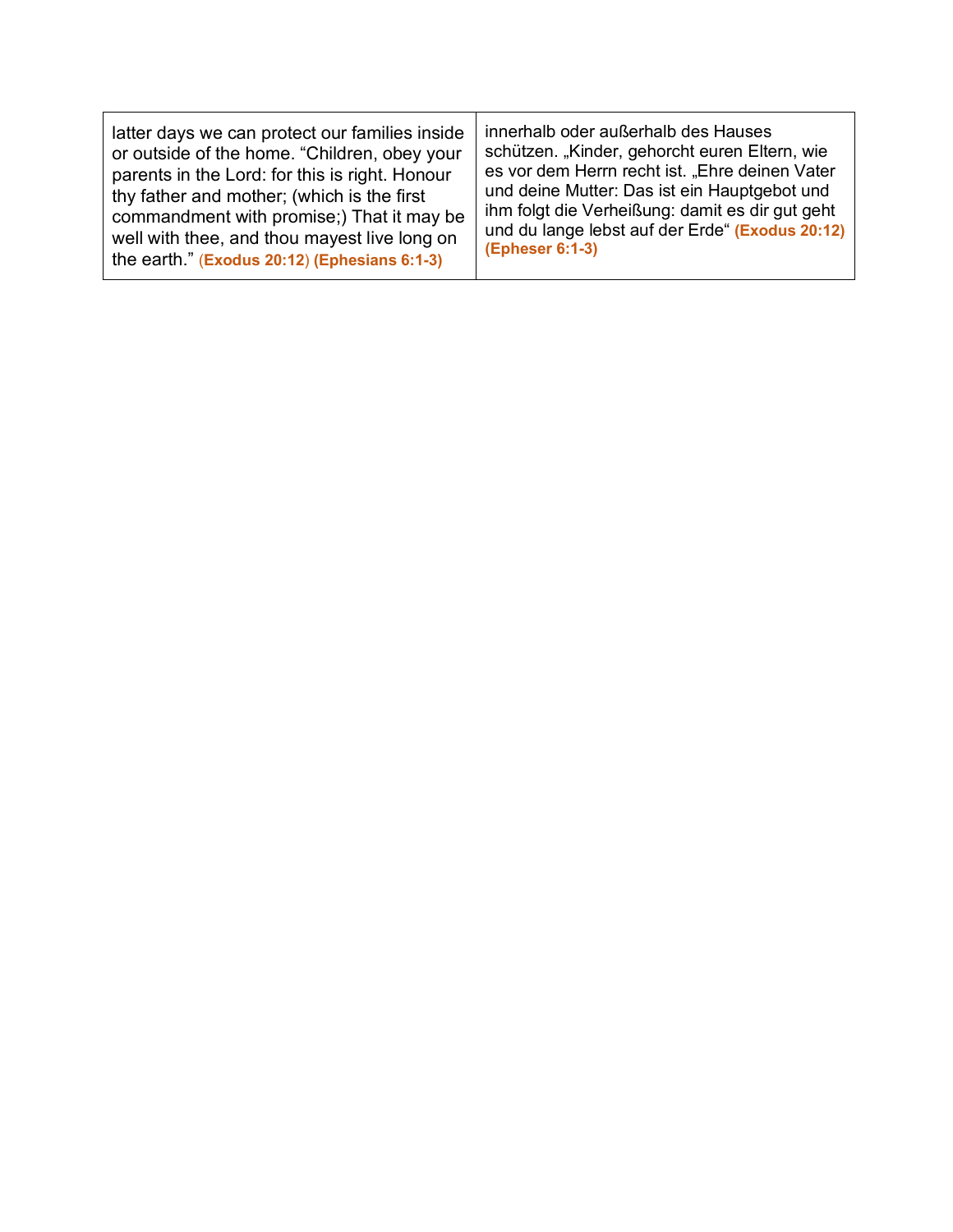| | |
|---|---|
| latter days we can protect our families inside or outside of the home. “Children, obey your parents in the Lord: for this is right. Honour thy father and mother; (which is the first commandment with promise;) That it may be well with thee, and thou mayest live long on the earth.” **(Exodus 20:12) (Ephesians 6:1-3)** | innerhalb oder außerhalb des Hauses schützen. „Kinder, gehorcht euren Eltern, wie es vor dem Herrn recht ist. „Ehre deinen Vater und deine Mutter: Das ist ein Hauptgebot und ihm folgt die Verheißung: damit es dir gut geht und du lange lebst auf der Erde“ **(Exodus 20:12) (Epheser 6:1-3)** |